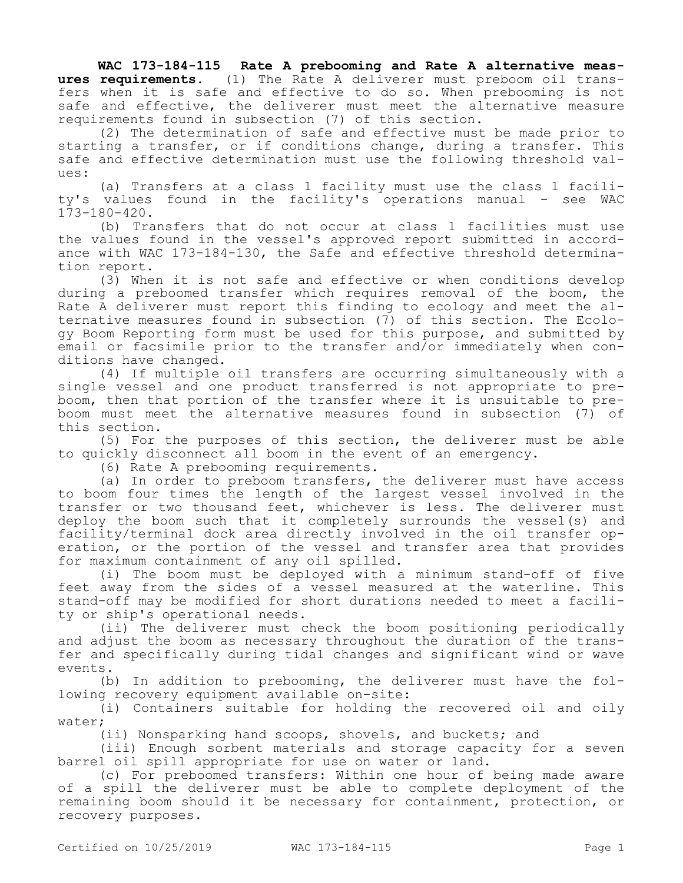**WAC 173-184-115 Rate A prebooming and Rate A alternative measures requirements.** (1) The Rate A deliverer must preboom oil transfers when it is safe and effective to do so. When prebooming is not safe and effective, the deliverer must meet the alternative measure requirements found in subsection (7) of this section.

(2) The determination of safe and effective must be made prior to starting a transfer, or if conditions change, during a transfer. This safe and effective determination must use the following threshold values:

(a) Transfers at a class 1 facility must use the class 1 facility's values found in the facility's operations manual - see WAC 173-180-420.

(b) Transfers that do not occur at class 1 facilities must use the values found in the vessel's approved report submitted in accordance with WAC 173-184-130, the Safe and effective threshold determination report.

(3) When it is not safe and effective or when conditions develop during a preboomed transfer which requires removal of the boom, the Rate A deliverer must report this finding to ecology and meet the alternative measures found in subsection (7) of this section. The Ecology Boom Reporting form must be used for this purpose, and submitted by email or facsimile prior to the transfer and/or immediately when conditions have changed.

(4) If multiple oil transfers are occurring simultaneously with a single vessel and one product transferred is not appropriate to preboom, then that portion of the transfer where it is unsuitable to preboom must meet the alternative measures found in subsection (7) of this section.

(5) For the purposes of this section, the deliverer must be able to quickly disconnect all boom in the event of an emergency.

(6) Rate A prebooming requirements.

(a) In order to preboom transfers, the deliverer must have access to boom four times the length of the largest vessel involved in the transfer or two thousand feet, whichever is less. The deliverer must deploy the boom such that it completely surrounds the vessel(s) and facility/terminal dock area directly involved in the oil transfer operation, or the portion of the vessel and transfer area that provides for maximum containment of any oil spilled.

(i) The boom must be deployed with a minimum stand-off of five feet away from the sides of a vessel measured at the waterline. This stand-off may be modified for short durations needed to meet a facility or ship's operational needs.

(ii) The deliverer must check the boom positioning periodically and adjust the boom as necessary throughout the duration of the transfer and specifically during tidal changes and significant wind or wave events.

(b) In addition to prebooming, the deliverer must have the following recovery equipment available on-site:

(i) Containers suitable for holding the recovered oil and oily water;

(ii) Nonsparking hand scoops, shovels, and buckets; and

(iii) Enough sorbent materials and storage capacity for a seven barrel oil spill appropriate for use on water or land.

(c) For preboomed transfers: Within one hour of being made aware of a spill the deliverer must be able to complete deployment of the remaining boom should it be necessary for containment, protection, or recovery purposes.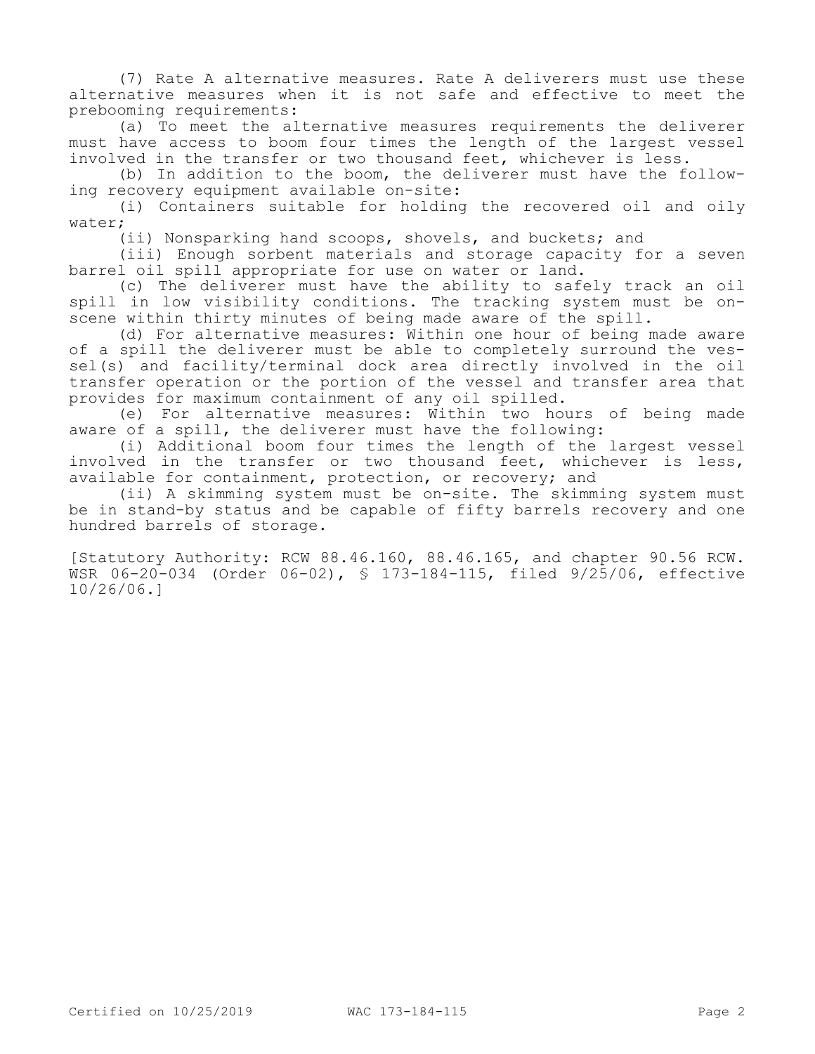(7) Rate A alternative measures. Rate A deliverers must use these alternative measures when it is not safe and effective to meet the prebooming requirements:

(a) To meet the alternative measures requirements the deliverer must have access to boom four times the length of the largest vessel involved in the transfer or two thousand feet, whichever is less.

(b) In addition to the boom, the deliverer must have the following recovery equipment available on-site:

(i) Containers suitable for holding the recovered oil and oily water;

(ii) Nonsparking hand scoops, shovels, and buckets; and

(iii) Enough sorbent materials and storage capacity for a seven barrel oil spill appropriate for use on water or land.

(c) The deliverer must have the ability to safely track an oil spill in low visibility conditions. The tracking system must be on-scene within thirty minutes of being made aware of the spill.

(d) For alternative measures: Within one hour of being made aware of a spill the deliverer must be able to completely surround the vessel(s) and facility/terminal dock area directly involved in the oil transfer operation or the portion of the vessel and transfer area that provides for maximum containment of any oil spilled.

(e) For alternative measures: Within two hours of being made aware of a spill, the deliverer must have the following:

(i) Additional boom four times the length of the largest vessel involved in the transfer or two thousand feet, whichever is less, available for containment, protection, or recovery; and

(ii) A skimming system must be on-site. The skimming system must be in stand-by status and be capable of fifty barrels recovery and one hundred barrels of storage.

[Statutory Authority: RCW 88.46.160, 88.46.165, and chapter 90.56 RCW. WSR 06-20-034 (Order 06-02), § 173-184-115, filed 9/25/06, effective 10/26/06.]